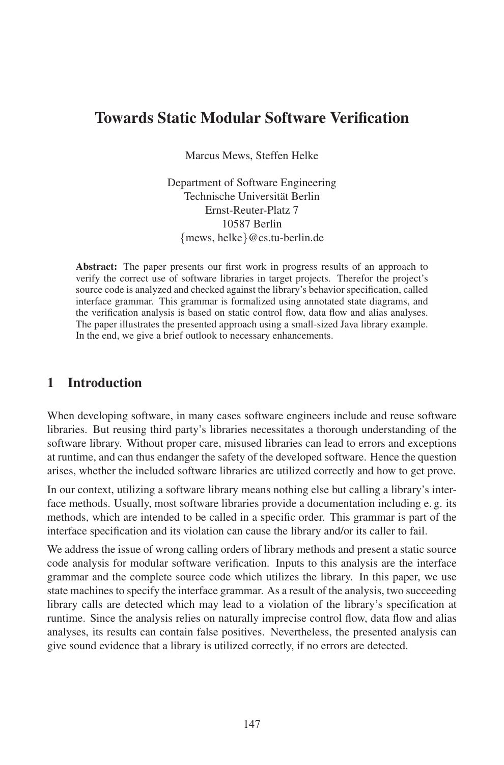# Towards Static Modular Software Verification

Marcus Mews, Steffen Helke

Department of Software Engineering
Technische Universität Berlin
Ernst-Reuter-Platz 7
10587 Berlin
{mews, helke}@cs.tu-berlin.de

**Abstract:** The paper presents our first work in progress results of an approach to verify the correct use of software libraries in target projects. Therefor the project's source code is analyzed and checked against the library's behavior specification, called interface grammar. This grammar is formalized using annotated state diagrams, and the verification analysis is based on static control flow, data flow and alias analyses. The paper illustrates the presented approach using a small-sized Java library example. In the end, we give a brief outlook to necessary enhancements.

## 1 Introduction

When developing software, in many cases software engineers include and reuse software libraries. But reusing third party's libraries necessitates a thorough understanding of the software library. Without proper care, misused libraries can lead to errors and exceptions at runtime, and can thus endanger the safety of the developed software. Hence the question arises, whether the included software libraries are utilized correctly and how to get prove.

In our context, utilizing a software library means nothing else but calling a library's interface methods. Usually, most software libraries provide a documentation including e. g. its methods, which are intended to be called in a specific order. This grammar is part of the interface specification and its violation can cause the library and/or its caller to fail.

We address the issue of wrong calling orders of library methods and present a static source code analysis for modular software verification. Inputs to this analysis are the interface grammar and the complete source code which utilizes the library. In this paper, we use state machines to specify the interface grammar. As a result of the analysis, two succeeding library calls are detected which may lead to a violation of the library's specification at runtime. Since the analysis relies on naturally imprecise control flow, data flow and alias analyses, its results can contain false positives. Nevertheless, the presented analysis can give sound evidence that a library is utilized correctly, if no errors are detected.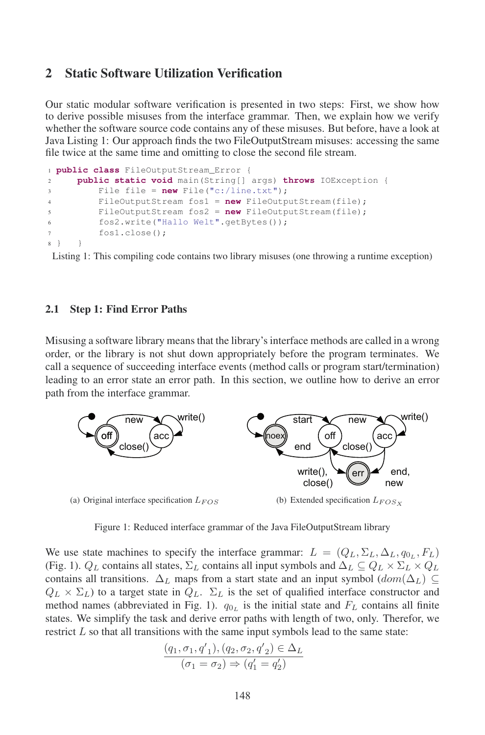## 2 Static Software Utilization Verification

Our static modular software verification is presented in two steps: First, we show how to derive possible misuses from the interface grammar. Then, we explain how we verify whether the software source code contains any of these misuses. But before, have a look at Java Listing 1: Our approach finds the two FileOutputStream misuses: accessing the same file twice at the same time and omitting to close the second file stream.

```
1 public class FileOutputStream_Error {
2     public static void main(String[] args) throws IOException {
3         File file = new File("c:/line.txt");
4         FileOutputStream fos1 = new FileOutputStream(file);
5         FileOutputStream fos2 = new FileOutputStream(file);
6         fos2.write("Hallo Welt".getBytes());
7         fos1.close();
8 }    }
```

Listing 1: This compiling code contains two library misuses (one throwing a runtime exception)

### 2.1 Step 1: Find Error Paths

Misusing a software library means that the library's interface methods are called in a wrong order, or the library is not shut down appropriately before the program terminates. We call a sequence of succeeding interface events (method calls or program start/termination) leading to an error state an error path. In this section, we outline how to derive an error path from the interface grammar.

(a) Original interface specification $L_{FOS}$

(b) Extended specification $L_{FOS_X}$

Figure 1: Reduced interface grammar of the Java FileOutputStream library

We use state machines to specify the interface grammar: $L = (Q_L, \Sigma_L, \Delta_L, q_{0_L}, F_L)$ (Fig. 1). $Q_L$ contains all states, $\Sigma_L$ contains all input symbols and $\Delta_L \subseteq Q_L \times \Sigma_L \times Q_L$ contains all transitions. $\Delta_L$ maps from a start state and an input symbol ($dom(\Delta_L) \subseteq Q_L \times \Sigma_L$) to a target state in $Q_L$. $\Sigma_L$ is the set of qualified interface constructor and method names (abbreviated in Fig. 1). $q_{0_L}$ is the initial state and $F_L$ contains all finite states. We simplify the task and derive error paths with length of two, only. Therefor, we restrict $L$ so that all transitions with the same input symbols lead to the same state:

$$\frac{(q_1, \sigma_1, {q'}_1), (q_2, \sigma_2, {q'}_2) \in \Delta_L}{(\sigma_1 = \sigma_2) \Rightarrow (q'_1 = q'_2)}$$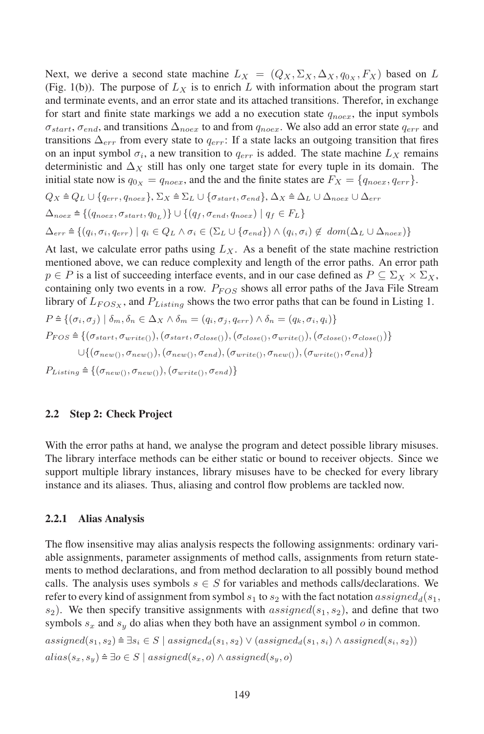Next, we derive a second state machine $L_X = (Q_X, \Sigma_X, \Delta_X, q_{0_X}, F_X)$ based on $L$ (Fig. 1(b)). The purpose of $L_X$ is to enrich $L$ with information about the program start and terminate events, and an error state and its attached transitions. Therefor, in exchange for start and finite state markings we add a no execution state $q_{noex}$, the input symbols $\sigma_{start}$, $\sigma_{end}$, and transitions $\Delta_{noex}$ to and from $q_{noex}$. We also add an error state $q_{err}$ and transitions $\Delta_{err}$ from every state to $q_{err}$: If a state lacks an outgoing transition that fires on an input symbol $\sigma_i$, a new transition to $q_{err}$ is added. The state machine $L_X$ remains deterministic and $\Delta_X$ still has only one target state for every tuple in its domain. The initial state now is $q_{0_X} = q_{noex}$, and the and the finite states are $F_X = \{q_{noex}, q_{err}\}$.

$$Q_X \triangleq Q_L \cup \{q_{err}, q_{noex}\},\ \Sigma_X \triangleq \Sigma_L \cup \{\sigma_{start}, \sigma_{end}\},\ \Delta_X \triangleq \Delta_L \cup \Delta_{noex} \cup \Delta_{err}$$

$$\Delta_{noex} \triangleq \{(q_{noex}, \sigma_{start}, q_{0_L})\} \cup \{(q_f, \sigma_{end}, q_{noex}) \mid q_f \in F_L\}$$

$$\Delta_{err} \triangleq \{(q_i, \sigma_i, q_{err}) \mid q_i \in Q_L \wedge \sigma_i \in (\Sigma_L \cup \{\sigma_{end}\}) \wedge (q_i, \sigma_i) \notin\ dom(\Delta_L \cup \Delta_{noex})\}$$

At last, we calculate error paths using $L_X$. As a benefit of the state machine restriction mentioned above, we can reduce complexity and length of the error paths. An error path $p \in P$ is a list of succeeding interface events, and in our case defined as $P \subseteq \Sigma_X \times \Sigma_X$, containing only two events in a row. $P_{FOS}$ shows all error paths of the Java File Stream library of $L_{FOS_X}$, and $P_{Listing}$ shows the two error paths that can be found in Listing 1.

$$P \triangleq \{(\sigma_i, \sigma_j) \mid \delta_m, \delta_n \in \Delta_X \wedge \delta_m = (q_i, \sigma_j, q_{err}) \wedge \delta_n = (q_k, \sigma_i, q_i)\}$$

$$P_{FOS} \triangleq \{(\sigma_{start}, \sigma_{write()}), (\sigma_{start}, \sigma_{close()}), (\sigma_{close()}, \sigma_{write()}), (\sigma_{close()}, \sigma_{close()})\}$$
$$\cup \{(\sigma_{new()}, \sigma_{new()}), (\sigma_{new()}, \sigma_{end}), (\sigma_{write()}, \sigma_{new()}), (\sigma_{write()}, \sigma_{end})\}$$

$$P_{Listing} \triangleq \{(\sigma_{new()}, \sigma_{new()}), (\sigma_{write()}, \sigma_{end})\}$$

### 2.2 Step 2: Check Project

With the error paths at hand, we analyse the program and detect possible library misuses. The library interface methods can be either static or bound to receiver objects. Since we support multiple library instances, library misuses have to be checked for every library instance and its aliases. Thus, aliasing and control flow problems are tackled now.

#### 2.2.1 Alias Analysis

The flow insensitive may alias analysis respects the following assignments: ordinary variable assignments, parameter assignments of method calls, assignments from return statements to method declarations, and from method declaration to all possibly bound method calls. The analysis uses symbols $s \in S$ for variables and methods calls/declarations. We refer to every kind of assignment from symbol $s_1$ to $s_2$ with the fact notation $assigned_d(s_1, s_2)$. We then specify transitive assignments with $assigned(s_1, s_2)$, and define that two symbols $s_x$ and $s_y$ do alias when they both have an assignment symbol $o$ in common.

$$assigned(s_1, s_2) \triangleq \exists s_i \in S \mid assigned_d(s_1, s_2) \vee (assigned_d(s_1, s_i) \wedge assigned(s_i, s_2))$$

$$alias(s_x, s_y) \triangleq \exists o \in S \mid assigned(s_x, o) \wedge assigned(s_y, o)$$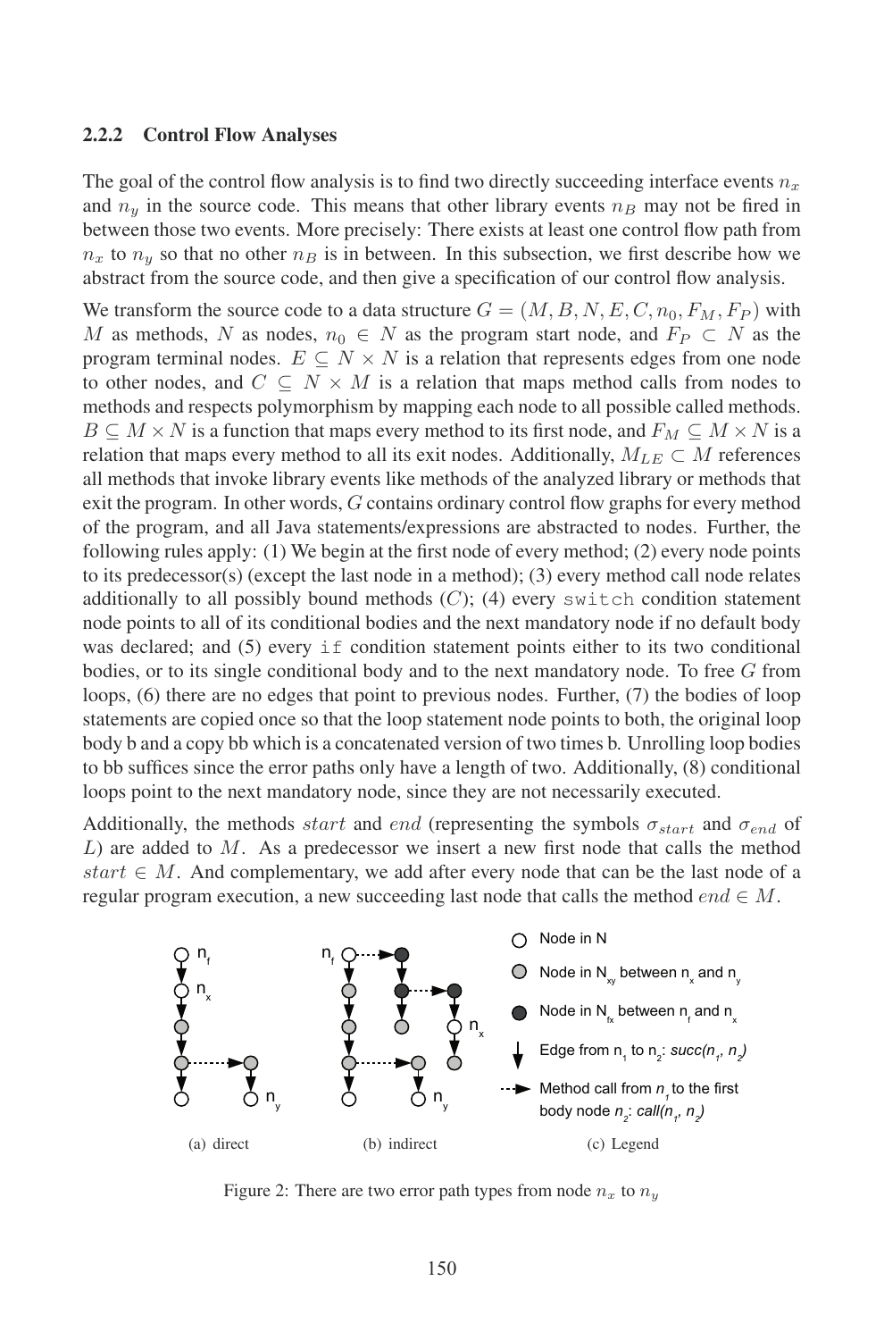### 2.2.2 Control Flow Analyses

The goal of the control flow analysis is to find two directly succeeding interface events $n_x$ and $n_y$ in the source code. This means that other library events $n_B$ may not be fired in between those two events. More precisely: There exists at least one control flow path from $n_x$ to $n_y$ so that no other $n_B$ is in between. In this subsection, we first describe how we abstract from the source code, and then give a specification of our control flow analysis.

We transform the source code to a data structure $G = (M, B, N, E, C, n_0, F_M, F_P)$ with $M$ as methods, $N$ as nodes, $n_0 \in N$ as the program start node, and $F_P \subset N$ as the program terminal nodes. $E \subseteq N \times N$ is a relation that represents edges from one node to other nodes, and $C \subseteq N \times M$ is a relation that maps method calls from nodes to methods and respects polymorphism by mapping each node to all possible called methods. $B \subseteq M \times N$ is a function that maps every method to its first node, and $F_M \subseteq M \times N$ is a relation that maps every method to all its exit nodes. Additionally, $M_{LE} \subset M$ references all methods that invoke library events like methods of the analyzed library or methods that exit the program. In other words, $G$ contains ordinary control flow graphs for every method of the program, and all Java statements/expressions are abstracted to nodes. Further, the following rules apply: (1) We begin at the first node of every method; (2) every node points to its predecessor(s) (except the last node in a method); (3) every method call node relates additionally to all possibly bound methods ($C$); (4) every `switch` condition statement node points to all of its conditional bodies and the next mandatory node if no default body was declared; and (5) every `if` condition statement points either to its two conditional bodies, or to its single conditional body and to the next mandatory node. To free $G$ from loops, (6) there are no edges that point to previous nodes. Further, (7) the bodies of loop statements are copied once so that the loop statement node points to both, the original loop body b and a copy bb which is a concatenated version of two times b. Unrolling loop bodies to bb suffices since the error paths only have a length of two. Additionally, (8) conditional loops point to the next mandatory node, since they are not necessarily executed.

Additionally, the methods $start$ and $end$ (representing the symbols $\sigma_{start}$ and $\sigma_{end}$ of $L$) are added to $M$. As a predecessor we insert a new first node that calls the method $start \in M$. And complementary, we add after every node that can be the last node of a regular program execution, a new succeeding last node that calls the method $end \in M$.

(a) direct (b) indirect (c) Legend

Legend: Node in N; Node in $N_{xy}$ between $n_x$ and $n_y$; Node in $N_{fx}$ between $n_f$ and $n_x$; Edge from $n_1$ to $n_2$: $succ(n_1, n_2)$; Method call from $n_1$ to the first body node $n_2$: $call(n_1, n_2)$

Figure 2: There are two error path types from node $n_x$ to $n_y$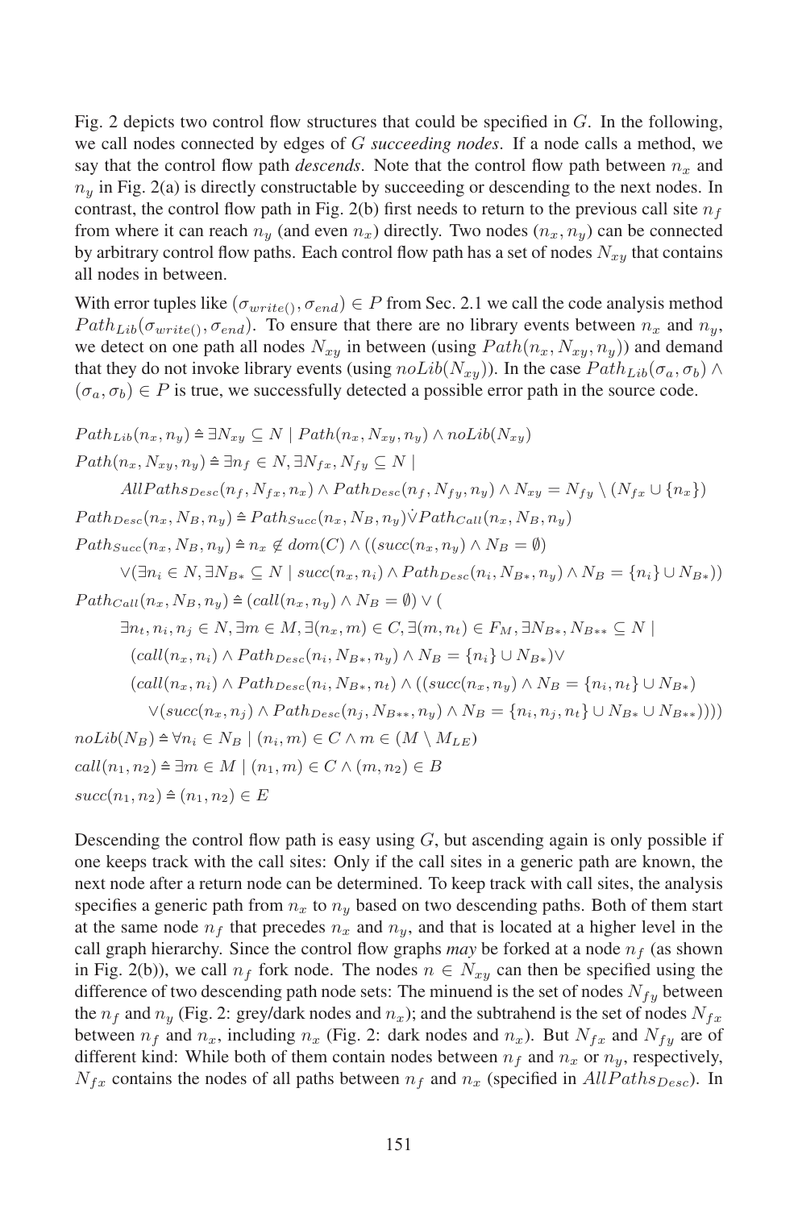Fig. 2 depicts two control flow structures that could be specified in $G$. In the following, we call nodes connected by edges of $G$ *succeeding nodes*. If a node calls a method, we say that the control flow path *descends*. Note that the control flow path between $n_x$ and $n_y$ in Fig. 2(a) is directly constructable by succeeding or descending to the next nodes. In contrast, the control flow path in Fig. 2(b) first needs to return to the previous call site $n_f$ from where it can reach $n_y$ (and even $n_x$) directly. Two nodes $(n_x, n_y)$ can be connected by arbitrary control flow paths. Each control flow path has a set of nodes $N_{xy}$ that contains all nodes in between.

With error tuples like $(\sigma_{write()}, \sigma_{end}) \in P$ from Sec. 2.1 we call the code analysis method $Path_{Lib}(\sigma_{write()}, \sigma_{end})$. To ensure that there are no library events between $n_x$ and $n_y$, we detect on one path all nodes $N_{xy}$ in between (using $Path(n_x, N_{xy}, n_y)$) and demand that they do not invoke library events (using $noLib(N_{xy})$). In the case $Path_{Lib}(\sigma_a, \sigma_b) \wedge (\sigma_a, \sigma_b) \in P$ is true, we successfully detected a possible error path in the source code.

$$
\begin{aligned}
&Path_{Lib}(n_x, n_y) \triangleq \exists N_{xy} \subseteq N \mid Path(n_x, N_{xy}, n_y) \wedge noLib(N_{xy})\\
&Path(n_x, N_{xy}, n_y) \triangleq \exists n_f \in N, \exists N_{fx}, N_{fy} \subseteq N \mid\\
&\qquad AllPaths_{Desc}(n_f, N_{fx}, n_x) \wedge Path_{Desc}(n_f, N_{fy}, n_y) \wedge N_{xy} = N_{fy} \setminus (N_{fx} \cup \{n_x\})\\
&Path_{Desc}(n_x, N_B, n_y) \triangleq Path_{Succ}(n_x, N_B, n_y) \dot{\vee} Path_{Call}(n_x, N_B, n_y)\\
&Path_{Succ}(n_x, N_B, n_y) \triangleq n_x \notin dom(C) \wedge ((succ(n_x, n_y) \wedge N_B = \emptyset)\\
&\qquad \vee (\exists n_i \in N, \exists N_{B*} \subseteq N \mid succ(n_x, n_i) \wedge Path_{Desc}(n_i, N_{B*}, n_y) \wedge N_B = \{n_i\} \cup N_{B*}))\\
&Path_{Call}(n_x, N_B, n_y) \triangleq (call(n_x, n_y) \wedge N_B = \emptyset) \vee (\\
&\qquad \exists n_t, n_i, n_j \in N, \exists m \in M, \exists (n_x, m) \in C, \exists (m, n_t) \in F_M, \exists N_{B*}, N_{B**} \subseteq N \mid\\
&\qquad\quad (call(n_x, n_i) \wedge Path_{Desc}(n_i, N_{B*}, n_y) \wedge N_B = \{n_i\} \cup N_{B*}) \vee\\
&\qquad\quad (call(n_x, n_i) \wedge Path_{Desc}(n_i, N_{B*}, n_t) \wedge ((succ(n_x, n_y) \wedge N_B = \{n_i, n_t\} \cup N_{B*})\\
&\qquad\qquad \vee (succ(n_x, n_j) \wedge Path_{Desc}(n_j, N_{B**}, n_y) \wedge N_B = \{n_i, n_j, n_t\} \cup N_{B*} \cup N_{B**}))))\\
&noLib(N_B) \triangleq \forall n_i \in N_B \mid (n_i, m) \in C \wedge m \in (M \setminus M_{LE})\\
&call(n_1, n_2) \triangleq \exists m \in M \mid (n_1, m) \in C \wedge (m, n_2) \in B\\
&succ(n_1, n_2) \triangleq (n_1, n_2) \in E
\end{aligned}
$$

Descending the control flow path is easy using $G$, but ascending again is only possible if one keeps track with the call sites: Only if the call sites in a generic path are known, the next node after a return node can be determined. To keep track with call sites, the analysis specifies a generic path from $n_x$ to $n_y$ based on two descending paths. Both of them start at the same node $n_f$ that precedes $n_x$ and $n_y$, and that is located at a higher level in the call graph hierarchy. Since the control flow graphs *may* be forked at a node $n_f$ (as shown in Fig. 2(b)), we call $n_f$ fork node. The nodes $n \in N_{xy}$ can then be specified using the difference of two descending path node sets: The minuend is the set of nodes $N_{fy}$ between the $n_f$ and $n_y$ (Fig. 2: grey/dark nodes and $n_x$); and the subtrahend is the set of nodes $N_{fx}$ between $n_f$ and $n_x$, including $n_x$ (Fig. 2: dark nodes and $n_x$). But $N_{fx}$ and $N_{fy}$ are of different kind: While both of them contain nodes between $n_f$ and $n_x$ or $n_y$, respectively, $N_{fx}$ contains the nodes of all paths between $n_f$ and $n_x$ (specified in $AllPaths_{Desc}$). In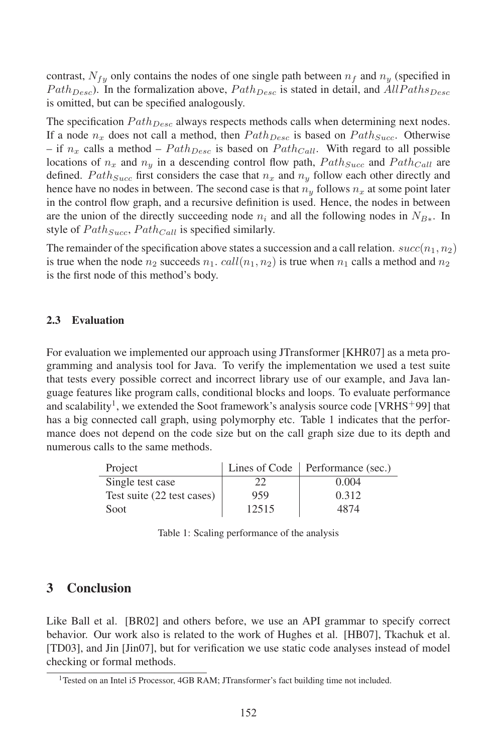contrast, $N_{fy}$ only contains the nodes of one single path between $n_f$ and $n_y$ (specified in $Path_{Desc}$). In the formalization above, $Path_{Desc}$ is stated in detail, and $AllPaths_{Desc}$ is omitted, but can be specified analogously.

The specification $Path_{Desc}$ always respects methods calls when determining next nodes. If a node $n_x$ does not call a method, then $Path_{Desc}$ is based on $Path_{Succ}$. Otherwise – if $n_x$ calls a method – $Path_{Desc}$ is based on $Path_{Call}$. With regard to all possible locations of $n_x$ and $n_y$ in a descending control flow path, $Path_{Succ}$ and $Path_{Call}$ are defined. $Path_{Succ}$ first considers the case that $n_x$ and $n_y$ follow each other directly and hence have no nodes in between. The second case is that $n_y$ follows $n_x$ at some point later in the control flow graph, and a recursive definition is used. Hence, the nodes in between are the union of the directly succeeding node $n_i$ and all the following nodes in $N_{B*}$. In style of $Path_{Succ}$, $Path_{Call}$ is specified similarly.

The remainder of the specification above states a succession and a call relation. $succ(n_1, n_2)$ is true when the node $n_2$ succeeds $n_1$. $call(n_1, n_2)$ is true when $n_1$ calls a method and $n_2$ is the first node of this method's body.

### 2.3 Evaluation

For evaluation we implemented our approach using JTransformer [KHR07] as a meta programming and analysis tool for Java. To verify the implementation we used a test suite that tests every possible correct and incorrect library use of our example, and Java language features like program calls, conditional blocks and loops. To evaluate performance and scalability[1], we extended the Soot framework's analysis source code [VRHS+99] that has a big connected call graph, using polymorphy etc. Table 1 indicates that the performance does not depend on the code size but on the call graph size due to its depth and numerous calls to the same methods.

| Project | Lines of Code | Performance (sec.) |
|---|---|---|
| Single test case | 22 | 0.004 |
| Test suite (22 test cases) | 959 | 0.312 |
| Soot | 12515 | 4874 |

Table 1: Scaling performance of the analysis

## 3 Conclusion

Like Ball et al. [BR02] and others before, we use an API grammar to specify correct behavior. Our work also is related to the work of Hughes et al. [HB07], Tkachuk et al. [TD03], and Jin [Jin07], but for verification we use static code analyses instead of model checking or formal methods.

[1] Tested on an Intel i5 Processor, 4GB RAM; JTransformer's fact building time not included.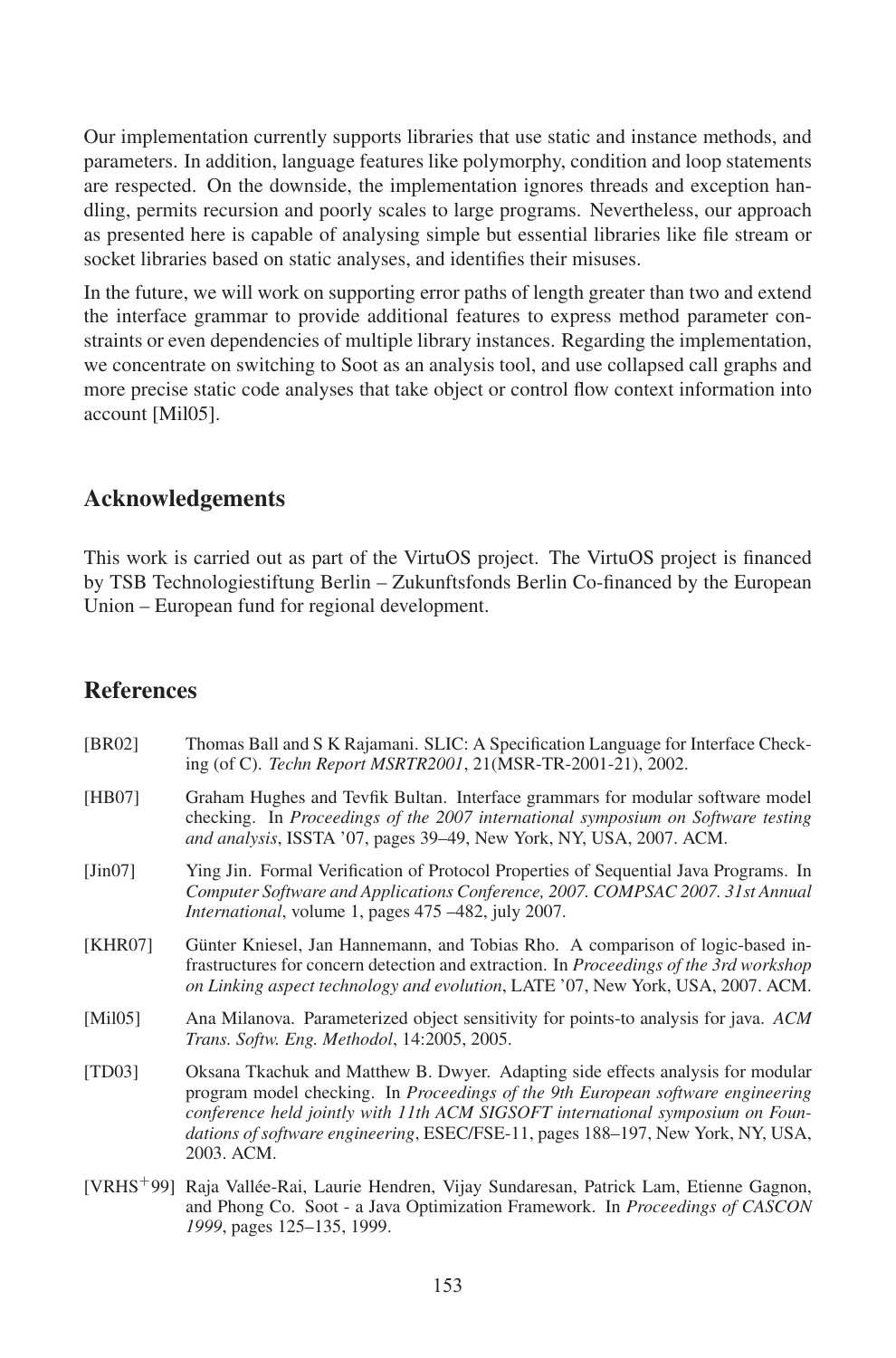Our implementation currently supports libraries that use static and instance methods, and parameters. In addition, language features like polymorphy, condition and loop statements are respected. On the downside, the implementation ignores threads and exception handling, permits recursion and poorly scales to large programs. Nevertheless, our approach as presented here is capable of analysing simple but essential libraries like file stream or socket libraries based on static analyses, and identifies their misuses.

In the future, we will work on supporting error paths of length greater than two and extend the interface grammar to provide additional features to express method parameter constraints or even dependencies of multiple library instances. Regarding the implementation, we concentrate on switching to Soot as an analysis tool, and use collapsed call graphs and more precise static code analyses that take object or control flow context information into account [Mil05].

## Acknowledgements

This work is carried out as part of the VirtuOS project. The VirtuOS project is financed by TSB Technologiestiftung Berlin – Zukunftsfonds Berlin Co-financed by the European Union – European fund for regional development.

## References

[BR02] Thomas Ball and S K Rajamani. SLIC: A Specification Language for Interface Checking (of C). *Techn Report MSRTR2001*, 21(MSR-TR-2001-21), 2002.

[HB07] Graham Hughes and Tevfik Bultan. Interface grammars for modular software model checking. In *Proceedings of the 2007 international symposium on Software testing and analysis*, ISSTA '07, pages 39–49, New York, NY, USA, 2007. ACM.

[Jin07] Ying Jin. Formal Verification of Protocol Properties of Sequential Java Programs. In *Computer Software and Applications Conference, 2007. COMPSAC 2007. 31st Annual International*, volume 1, pages 475 –482, july 2007.

[KHR07] Günter Kniesel, Jan Hannemann, and Tobias Rho. A comparison of logic-based infrastructures for concern detection and extraction. In *Proceedings of the 3rd workshop on Linking aspect technology and evolution*, LATE '07, New York, USA, 2007. ACM.

[Mil05] Ana Milanova. Parameterized object sensitivity for points-to analysis for java. *ACM Trans. Softw. Eng. Methodol*, 14:2005, 2005.

[TD03] Oksana Tkachuk and Matthew B. Dwyer. Adapting side effects analysis for modular program model checking. In *Proceedings of the 9th European software engineering conference held jointly with 11th ACM SIGSOFT international symposium on Foundations of software engineering*, ESEC/FSE-11, pages 188–197, New York, NY, USA, 2003. ACM.

[VRHS+99] Raja Vallée-Rai, Laurie Hendren, Vijay Sundaresan, Patrick Lam, Etienne Gagnon, and Phong Co. Soot - a Java Optimization Framework. In *Proceedings of CASCON 1999*, pages 125–135, 1999.